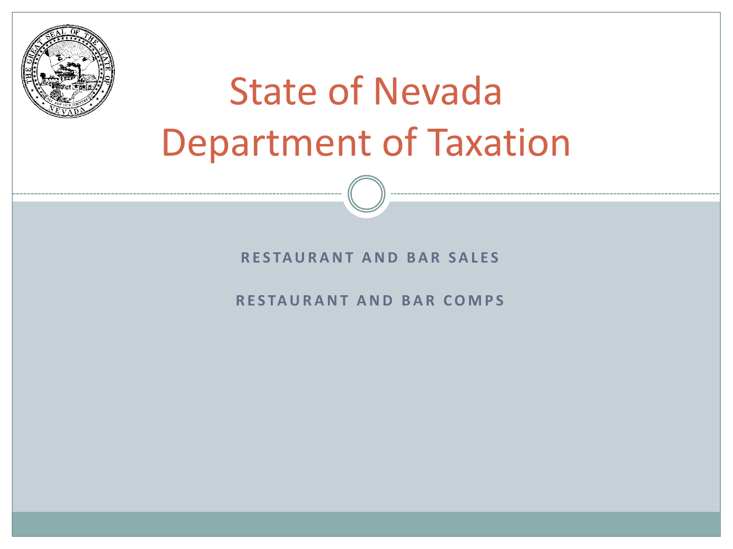# State of Nevada Department of Taxation

**RESTAURANT AND BAR SALES**

**RESTAURANT AND BAR COMPS**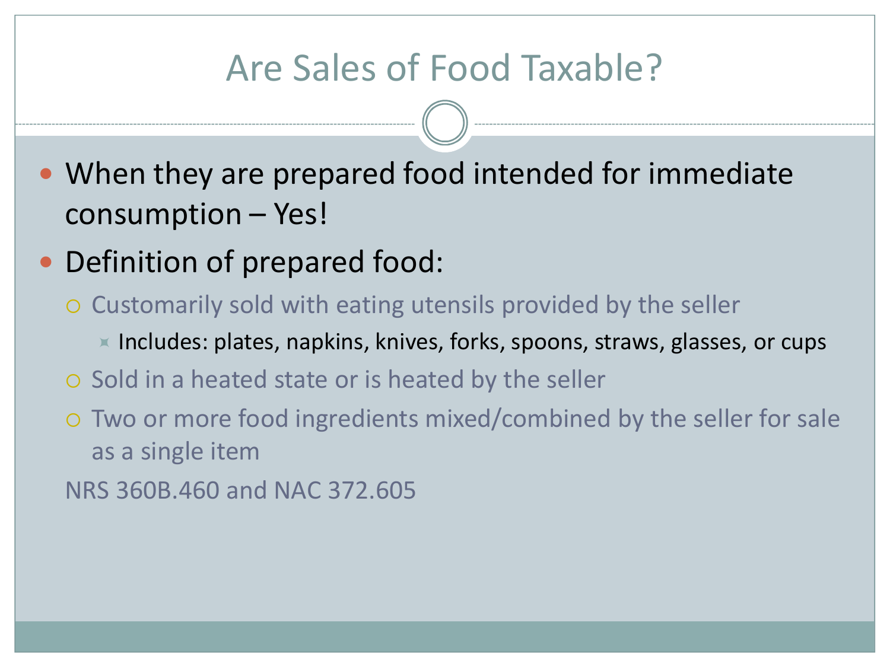# Are Sales of Food Taxable?

- When they are prepared food intended for immediate consumption – Yes!
- Definition of prepared food:
  - Customarily sold with eating utensils provided by the seller
    - Includes: plates, napkins, knives, forks, spoons, straws, glasses, or cups
  - Sold in a heated state or is heated by the seller
  - Two or more food ingredients mixed/combined by the seller for sale as a single item

  NRS 360B.460 and NAC 372.605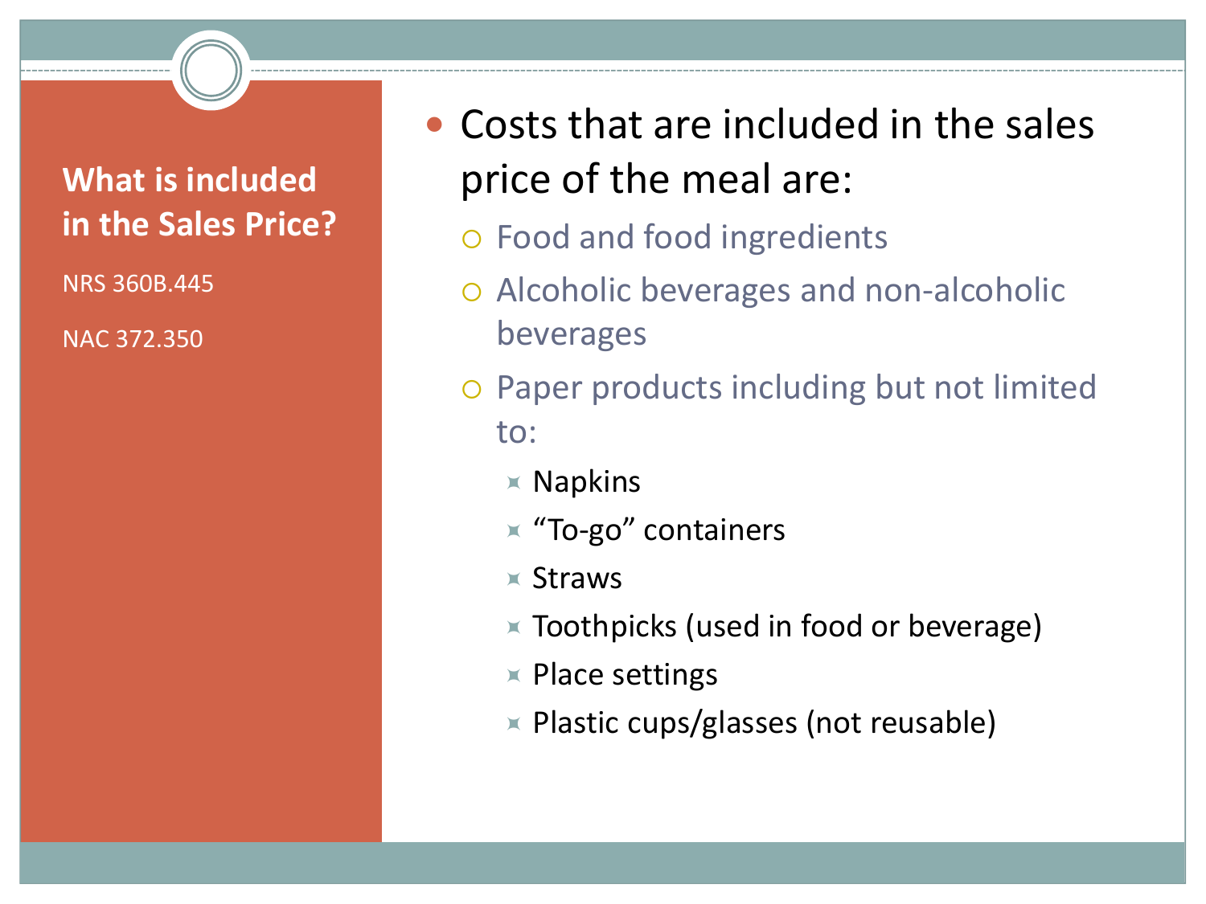## What is included in the Sales Price?

NRS 360B.445

NAC 372.350

- Costs that are included in the sales price of the meal are:
  - Food and food ingredients
  - Alcoholic beverages and non-alcoholic beverages
  - Paper products including but not limited to:
    - Napkins
    - "To-go" containers
    - Straws
    - Toothpicks (used in food or beverage)
    - Place settings
    - Plastic cups/glasses (not reusable)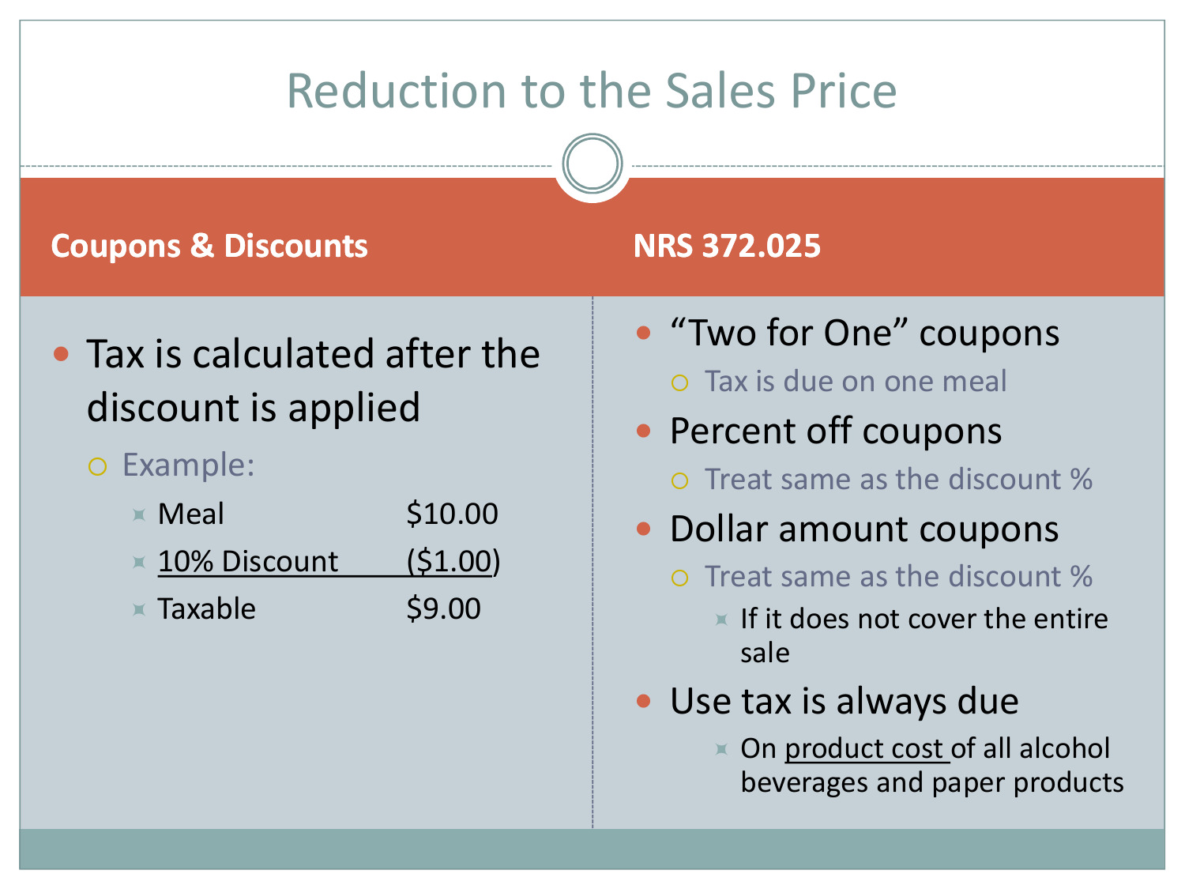# Reduction to the Sales Price

**Coupons & Discounts**

- Tax is calculated after the discount is applied
  - Example:
    - Meal $10.00
    - 10% Discount ($1.00)
    - Taxable $9.00

**NRS 372.025**

- "Two for One" coupons
  - Tax is due on one meal
- Percent off coupons
  - Treat same as the discount %
- Dollar amount coupons
  - Treat same as the discount %
    - If it does not cover the entire sale
- Use tax is always due
  - On product cost of all alcohol beverages and paper products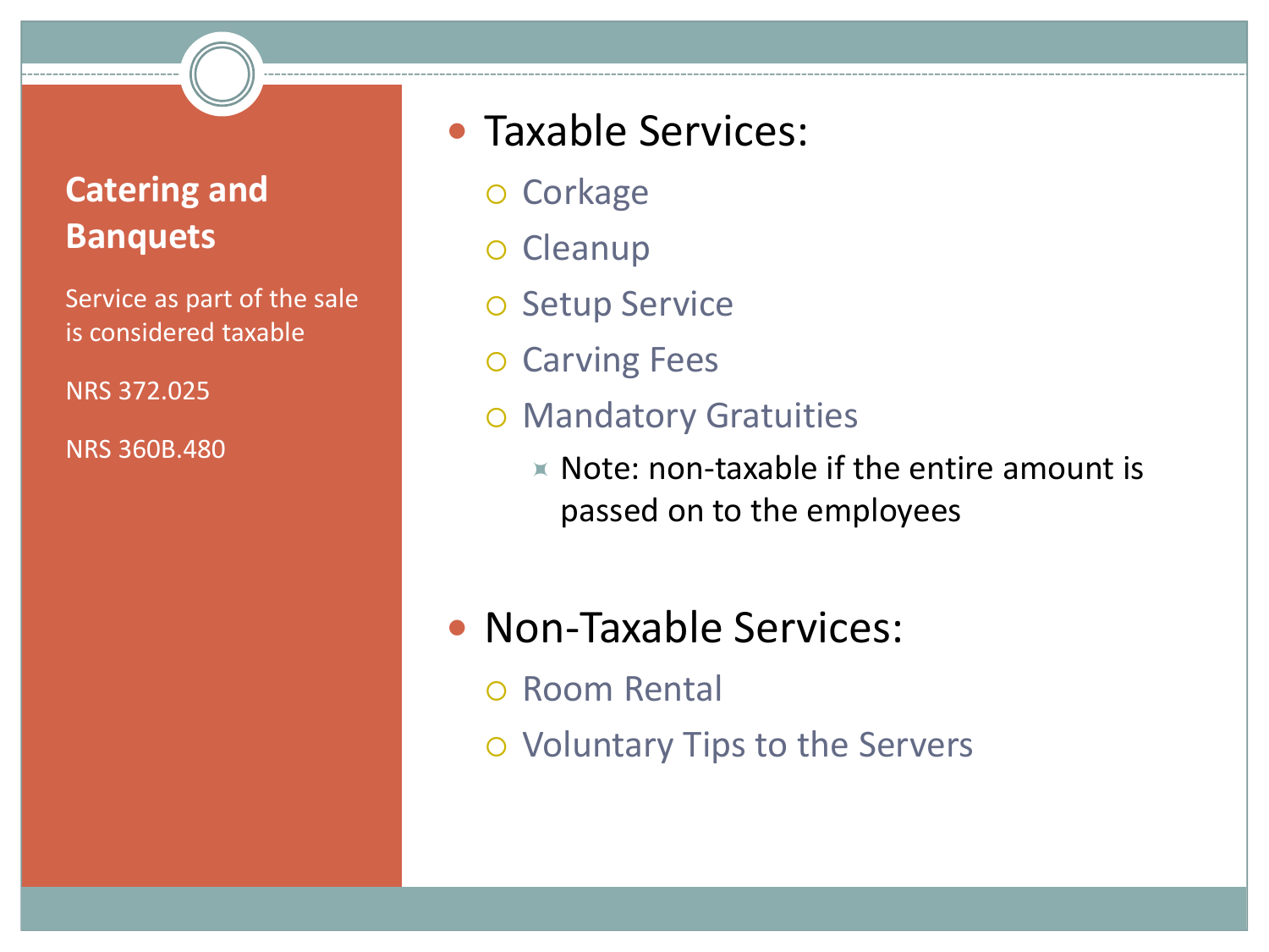## Catering and Banquets

Service as part of the sale is considered taxable

NRS 372.025

NRS 360B.480

- Taxable Services:
  - Corkage
  - Cleanup
  - Setup Service
  - Carving Fees
  - Mandatory Gratuities
    - Note: non-taxable if the entire amount is passed on to the employees
- Non-Taxable Services:
  - Room Rental
  - Voluntary Tips to the Servers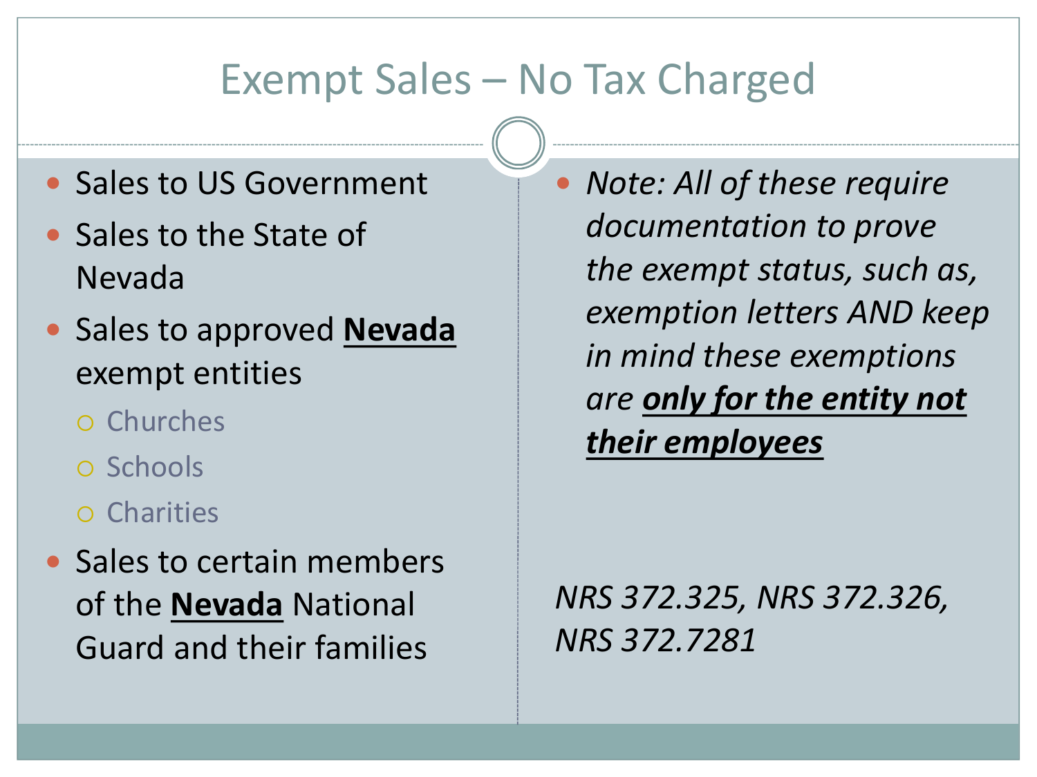# Exempt Sales – No Tax Charged

- Sales to US Government
- Sales to the State of Nevada
- Sales to approved **Nevada** exempt entities
  - Churches
  - Schools
  - Charities
- Sales to certain members of the **Nevada** National Guard and their families

- *Note: All of these require documentation to prove the exempt status, such as, exemption letters AND keep in mind these exemptions are **only for the entity not their employees***

*NRS 372.325, NRS 372.326, NRS 372.7281*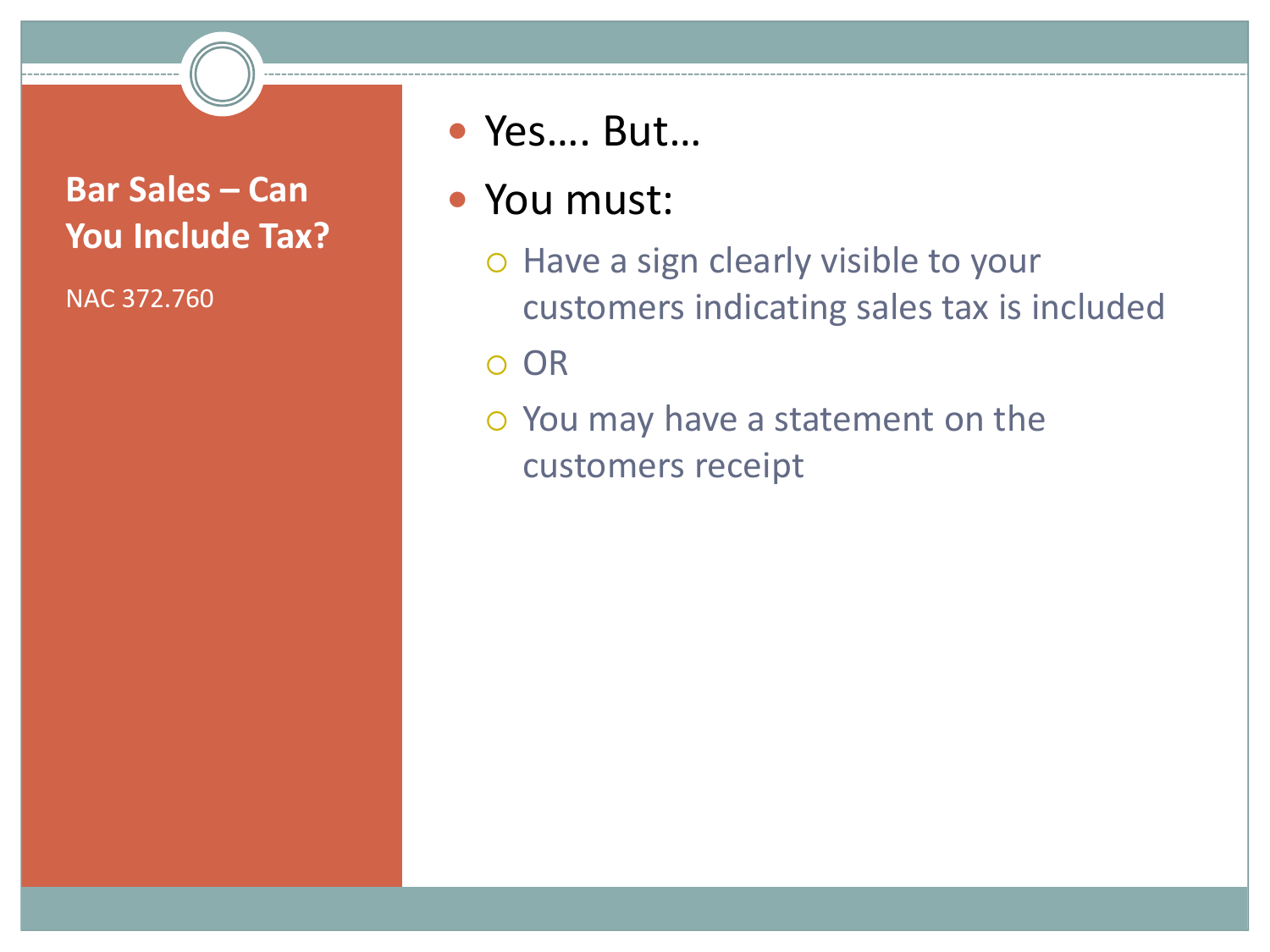## Bar Sales – Can You Include Tax?

NAC 372.760

- Yes…. But…
- You must:
  - Have a sign clearly visible to your customers indicating sales tax is included
  - OR
  - You may have a statement on the customers receipt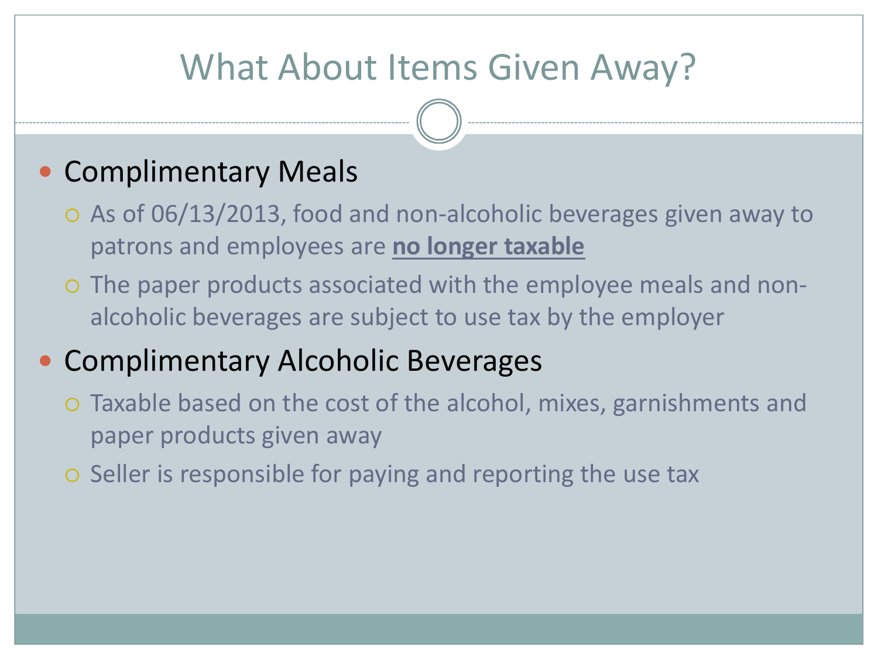# What About Items Given Away?

- Complimentary Meals
  - As of 06/13/2013, food and non-alcoholic beverages given away to patrons and employees are **no longer taxable**
  - The paper products associated with the employee meals and non-alcoholic beverages are subject to use tax by the employer
- Complimentary Alcoholic Beverages
  - Taxable based on the cost of the alcohol, mixes, garnishments and paper products given away
  - Seller is responsible for paying and reporting the use tax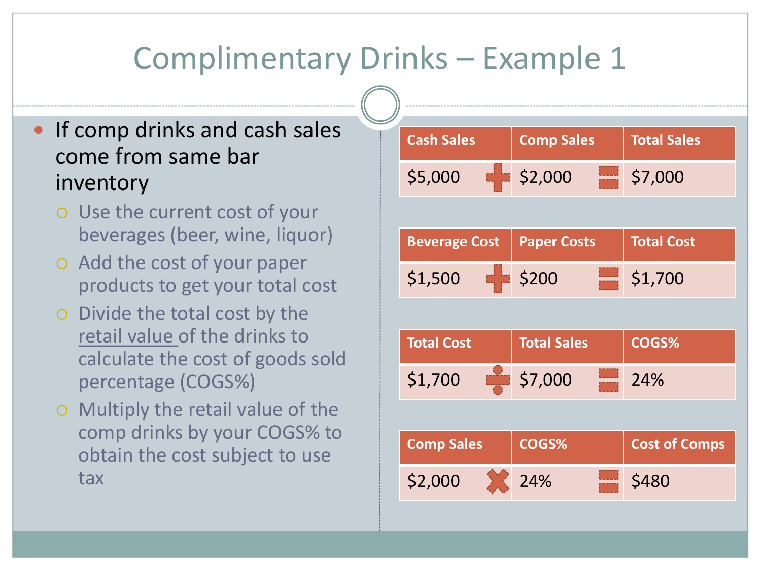# Complimentary Drinks – Example 1

- If comp drinks and cash sales come from same bar inventory
  - Use the current cost of your beverages (beer, wine, liquor)
  - Add the cost of your paper products to get your total cost
  - Divide the total cost by the retail value of the drinks to calculate the cost of goods sold percentage (COGS%)
  - Multiply the retail value of the comp drinks by your COGS% to obtain the cost subject to use tax

| Cash Sales | Comp Sales | Total Sales |
|---|---|---|
| $5,000 + | $2,000 = | $7,000 |

| Beverage Cost | Paper Costs | Total Cost |
|---|---|---|
| $1,500 + | $200 = | $1,700 |

| Total Cost | Total Sales | COGS% |
|---|---|---|
| $1,700 ÷ | $7,000 = | 24% |

| Comp Sales | COGS% | Cost of Comps |
|---|---|---|
| $2,000 × | 24% = | $480 |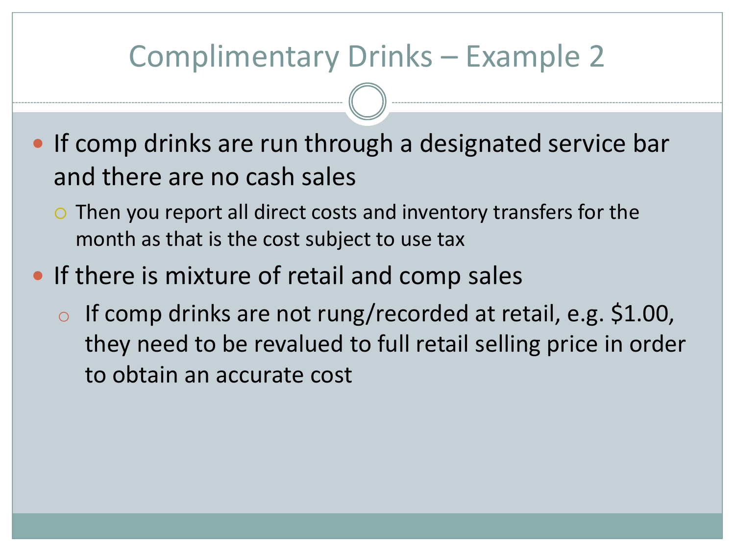# Complimentary Drinks – Example 2

- If comp drinks are run through a designated service bar and there are no cash sales
  - Then you report all direct costs and inventory transfers for the month as that is the cost subject to use tax
- If there is mixture of retail and comp sales
  - If comp drinks are not rung/recorded at retail, e.g. $1.00, they need to be revalued to full retail selling price in order to obtain an accurate cost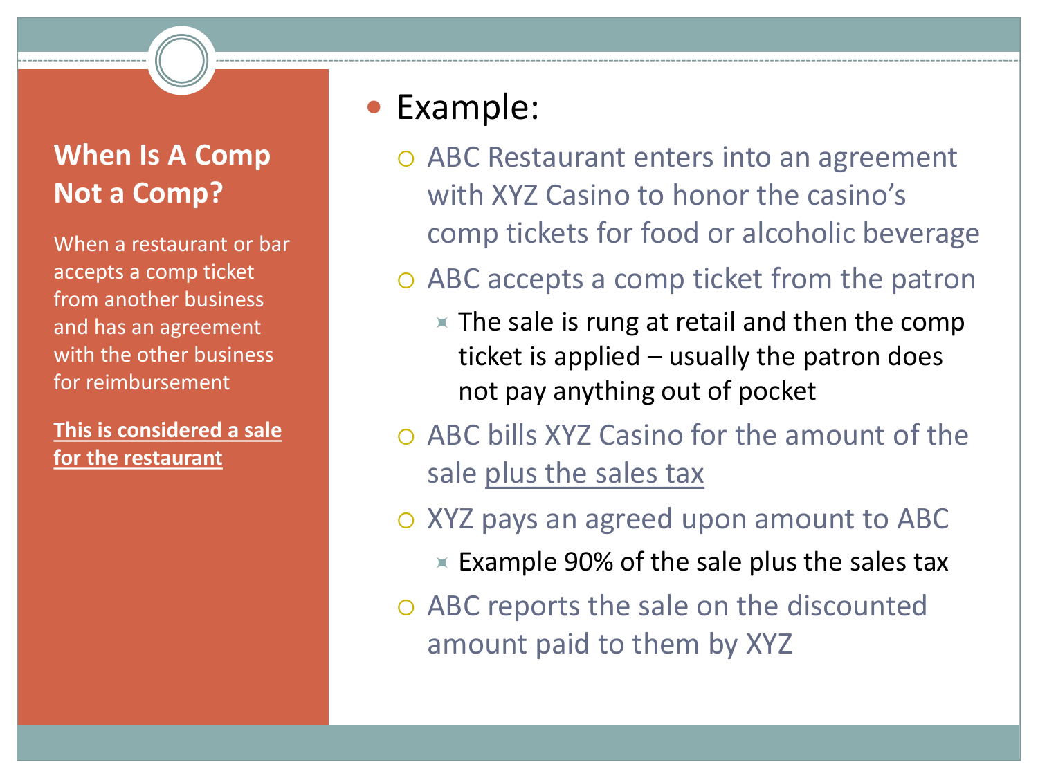## When Is A Comp Not a Comp?

When a restaurant or bar accepts a comp ticket from another business and has an agreement with the other business for reimbursement

**This is considered a sale for the restaurant**

- Example:
  - ABC Restaurant enters into an agreement with XYZ Casino to honor the casino's comp tickets for food or alcoholic beverage
  - ABC accepts a comp ticket from the patron
    - The sale is rung at retail and then the comp ticket is applied – usually the patron does not pay anything out of pocket
  - ABC bills XYZ Casino for the amount of the sale plus the sales tax
  - XYZ pays an agreed upon amount to ABC
    - Example 90% of the sale plus the sales tax
  - ABC reports the sale on the discounted amount paid to them by XYZ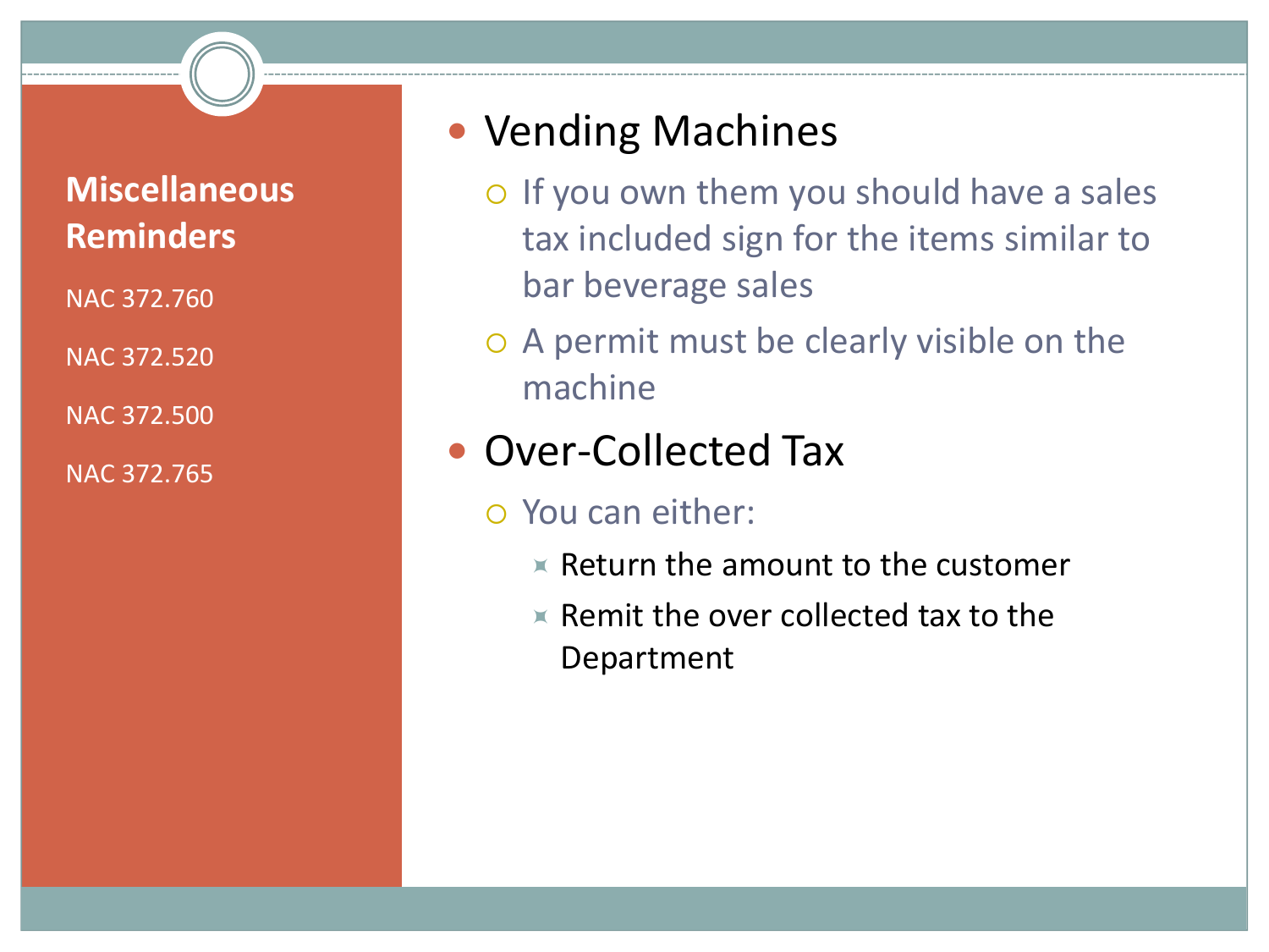## Miscellaneous Reminders

NAC 372.760

NAC 372.520

NAC 372.500

NAC 372.765

- Vending Machines
  - If you own them you should have a sales tax included sign for the items similar to bar beverage sales
  - A permit must be clearly visible on the machine
- Over-Collected Tax
  - You can either:
    - Return the amount to the customer
    - Remit the over collected tax to the Department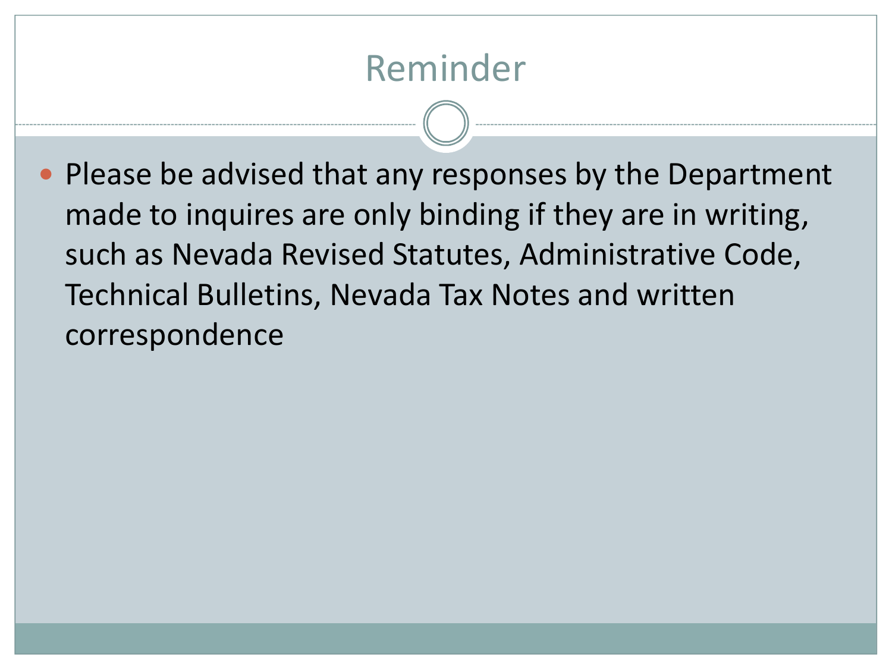# Reminder

- Please be advised that any responses by the Department made to inquires are only binding if they are in writing, such as Nevada Revised Statutes, Administrative Code, Technical Bulletins, Nevada Tax Notes and written correspondence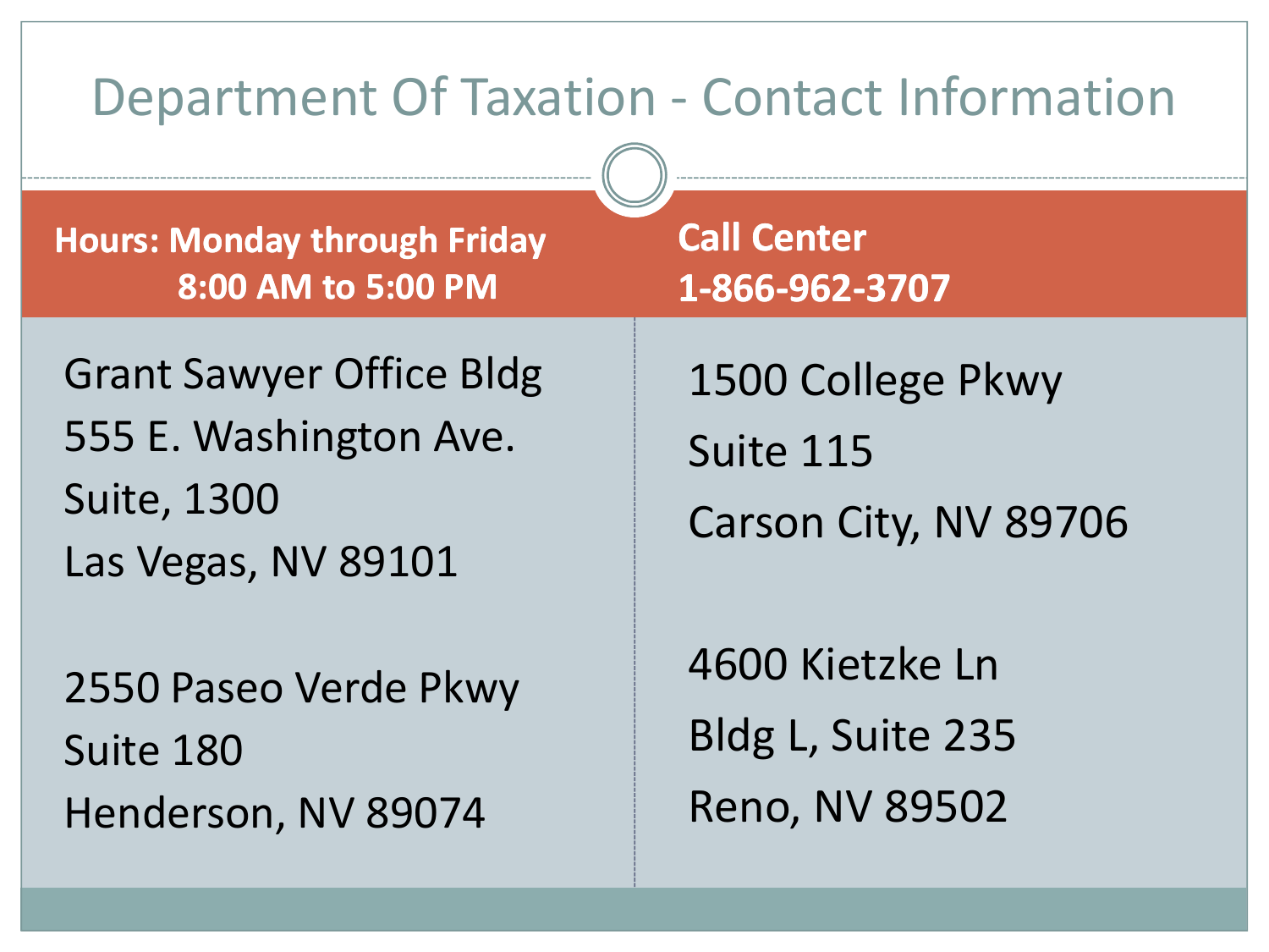# Department Of Taxation - Contact Information

**Hours: Monday through Friday**
**8:00 AM to 5:00 PM**

**Call Center**
**1-866-962-3707**

Grant Sawyer Office Bldg
555 E. Washington Ave.
Suite, 1300
Las Vegas, NV 89101

2550 Paseo Verde Pkwy
Suite 180
Henderson, NV 89074

1500 College Pkwy
Suite 115
Carson City, NV 89706

4600 Kietzke Ln
Bldg L, Suite 235
Reno, NV 89502